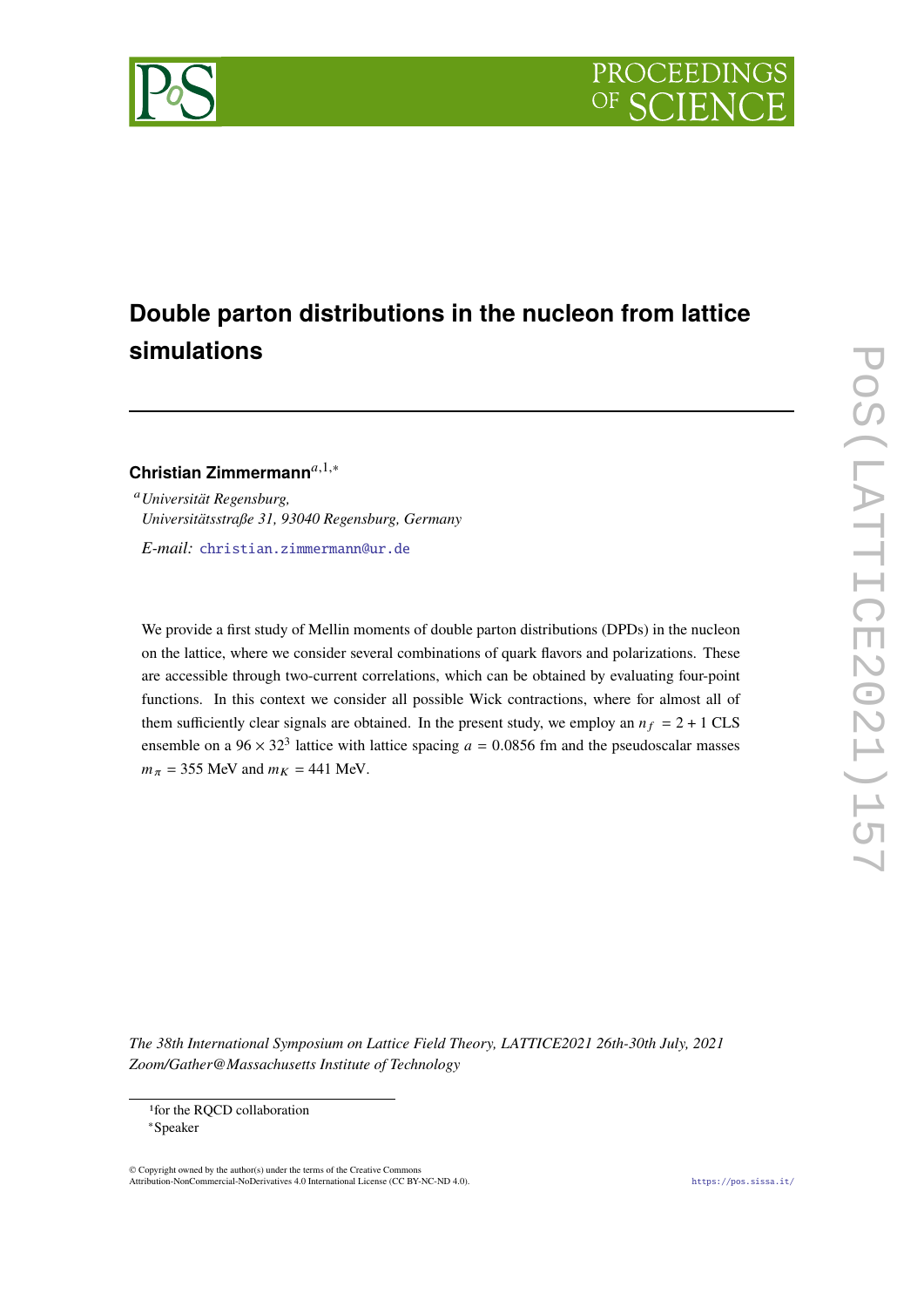# Double parton distributions in the nucleon from lattice simulations

**Christian Zimmermann**[a,1,*]

[a] *Universität Regensburg, Universitätsstraße 31, 93040 Regensburg, Germany*

*E-mail:* christian.zimmermann@ur.de

We provide a first study of Mellin moments of double parton distributions (DPDs) in the nucleon on the lattice, where we consider several combinations of quark flavors and polarizations. These are accessible through two-current correlations, which can be obtained by evaluating four-point functions. In this context we consider all possible Wick contractions, where for almost all of them sufficiently clear signals are obtained. In the present study, we employ an $n_f = 2 + 1$ CLS ensemble on a $96 \times 32^3$ lattice with lattice spacing $a = 0.0856$ fm and the pseudoscalar masses $m_\pi = 355$ MeV and $m_K = 441$ MeV.

*The 38th International Symposium on Lattice Field Theory, LATTICE2021 26th-30th July, 2021 Zoom/Gather@Massachusetts Institute of Technology*

[1] for the RQCD collaboration

[*] Speaker

© Copyright owned by the author(s) under the terms of the Creative Commons Attribution-NonCommercial-NoDerivatives 4.0 International License (CC BY-NC-ND 4.0).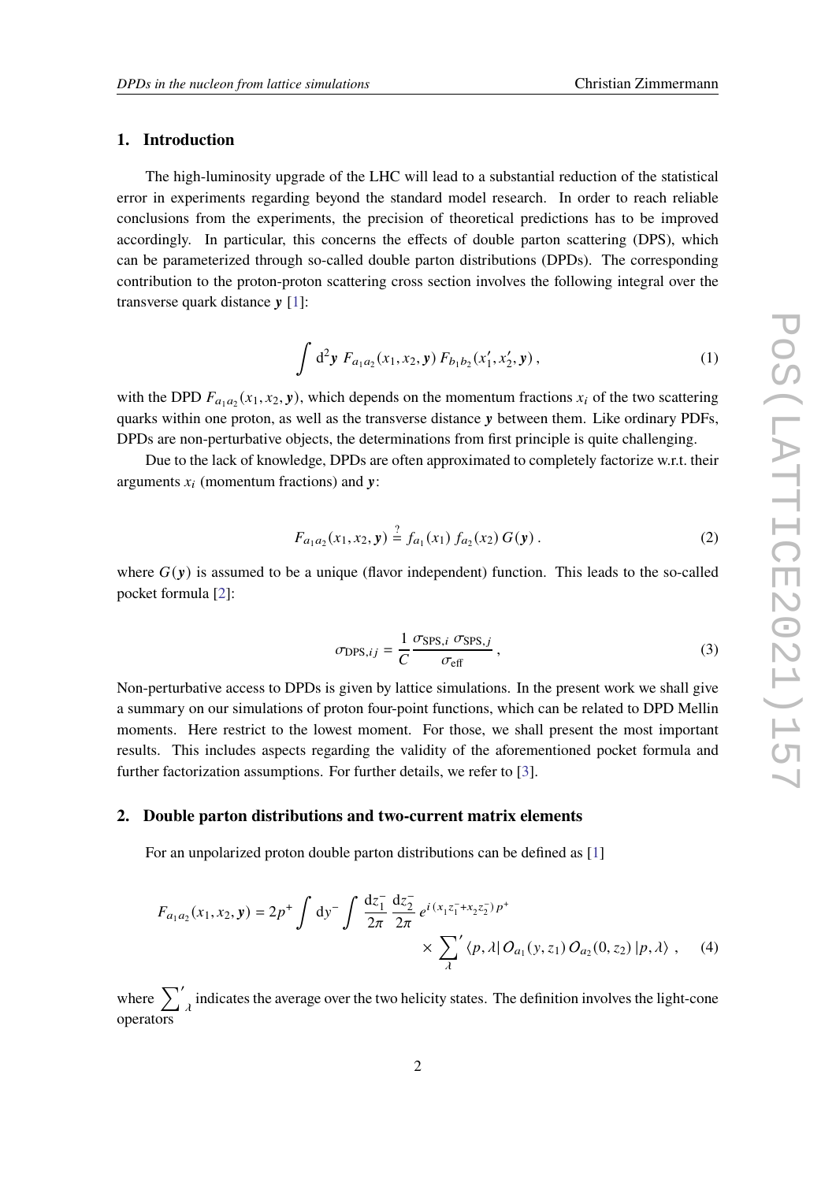## 1. Introduction

The high-luminosity upgrade of the LHC will lead to a substantial reduction of the statistical error in experiments regarding beyond the standard model research. In order to reach reliable conclusions from the experiments, the precision of theoretical predictions has to be improved accordingly. In particular, this concerns the effects of double parton scattering (DPS), which can be parameterized through so-called double parton distributions (DPDs). The corresponding contribution to the proton-proton scattering cross section involves the following integral over the transverse quark distance $\boldsymbol{y}$ [1]:

$$\int \mathrm{d}^2\boldsymbol{y}\ F_{a_1a_2}(x_1, x_2, \boldsymbol{y})\, F_{b_1b_2}(x_1', x_2', \boldsymbol{y})\,, \tag{1}$$

with the DPD $F_{a_1a_2}(x_1, x_2, \boldsymbol{y})$, which depends on the momentum fractions $x_i$ of the two scattering quarks within one proton, as well as the transverse distance $\boldsymbol{y}$ between them. Like ordinary PDFs, DPDs are non-perturbative objects, the determinations from first principle is quite challenging.

Due to the lack of knowledge, DPDs are often approximated to completely factorize w.r.t. their arguments $x_i$ (momentum fractions) and $\boldsymbol{y}$:

$$F_{a_1a_2}(x_1, x_2, \boldsymbol{y}) \overset{?}{=} f_{a_1}(x_1)\, f_{a_2}(x_2)\, G(\boldsymbol{y})\,. \tag{2}$$

where $G(\boldsymbol{y})$ is assumed to be a unique (flavor independent) function. This leads to the so-called pocket formula [2]:

$$\sigma_{\mathrm{DPS},ij} = \frac{1}{C}\frac{\sigma_{\mathrm{SPS},i}\ \sigma_{\mathrm{SPS},j}}{\sigma_{\mathrm{eff}}}\,, \tag{3}$$

Non-perturbative access to DPDs is given by lattice simulations. In the present work we shall give a summary on our simulations of proton four-point functions, which can be related to DPD Mellin moments. Here restrict to the lowest moment. For those, we shall present the most important results. This includes aspects regarding the validity of the aforementioned pocket formula and further factorization assumptions. For further details, we refer to [3].

## 2. Double parton distributions and two-current matrix elements

For an unpolarized proton double parton distributions can be defined as [1]

$$F_{a_1a_2}(x_1, x_2, \boldsymbol{y}) = 2p^+ \int \mathrm{d}y^- \int \frac{\mathrm{d}z_1^-}{2\pi}\,\frac{\mathrm{d}z_2^-}{2\pi}\, e^{i\,(x_1 z_1^- + x_2 z_2^-)\,p^+} \times {\sum_\lambda}' \langle p,\lambda|\, \mathcal{O}_{a_1}(y, z_1)\, \mathcal{O}_{a_2}(0, z_2)\, |p,\lambda\rangle\,, \tag{4}$$

where ${\sum}'_\lambda$ indicates the average over the two helicity states. The definition involves the light-cone operators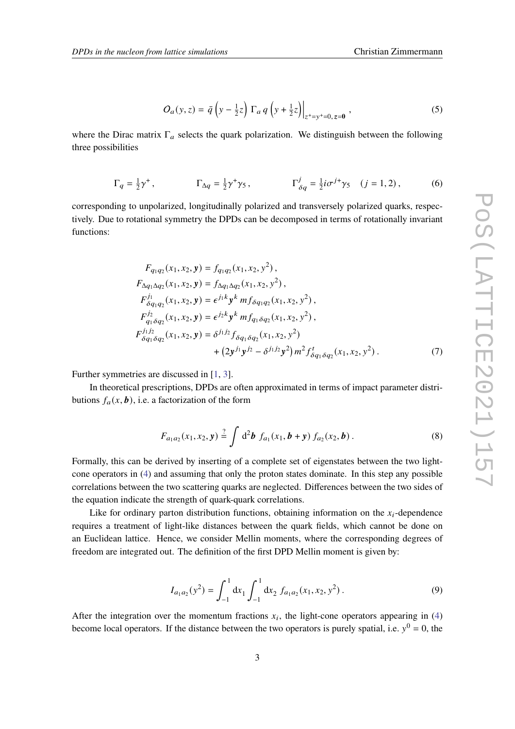$$O_a(y,z) = \bar{q}\left(y - \tfrac{1}{2}z\right)\,\Gamma_a\, q\left(y + \tfrac{1}{2}z\right)\Big|_{z^+=y^+=0,\,\boldsymbol{z}=\boldsymbol{0}}\,, \tag{5}$$

where the Dirac matrix $\Gamma_a$ selects the quark polarization. We distinguish between the following three possibilities

$$\Gamma_q = \tfrac{1}{2}\gamma^+\,, \qquad \Gamma_{\Delta q} = \tfrac{1}{2}\gamma^+\gamma_5\,, \qquad \Gamma^j_{\delta q} = \tfrac{1}{2}i\sigma^{j+}\gamma_5 \quad (j=1,2)\,, \tag{6}$$

corresponding to unpolarized, longitudinally polarized and transversely polarized quarks, respectively. Due to rotational symmetry the DPDs can be decomposed in terms of rotationally invariant functions:

$$\begin{aligned}
F_{q_1 q_2}(x_1,x_2,\boldsymbol{y}) &= f_{q_1 q_2}(x_1,x_2,y^2)\,,\\
F_{\Delta q_1 \Delta q_2}(x_1,x_2,\boldsymbol{y}) &= f_{\Delta q_1 \Delta q_2}(x_1,x_2,y^2)\,,\\
F^{j_1}_{\delta q_1 q_2}(x_1,x_2,\boldsymbol{y}) &= \epsilon^{j_1 k}\boldsymbol{y}^k\, m f_{\delta q_1 q_2}(x_1,x_2,y^2)\,,\\
F^{j_2}_{q_1 \delta q_2}(x_1,x_2,\boldsymbol{y}) &= \epsilon^{j_2 k}\boldsymbol{y}^k\, m f_{q_1 \delta q_2}(x_1,x_2,y^2)\,,\\
F^{j_1 j_2}_{\delta q_1 \delta q_2}(x_1,x_2,\boldsymbol{y}) &= \delta^{j_1 j_2} f_{\delta q_1 \delta q_2}(x_1,x_2,y^2)\\
&\quad + \left(2\boldsymbol{y}^{j_1}\boldsymbol{y}^{j_2} - \delta^{j_1 j_2}\boldsymbol{y}^2\right) m^2 f^t_{\delta q_1 \delta q_2}(x_1,x_2,y^2)\,.
\end{aligned} \tag{7}$$

Further symmetries are discussed in [1, 3].

In theoretical prescriptions, DPDs are often approximated in terms of impact parameter distributions $f_a(x,\boldsymbol{b})$, i.e. a factorization of the form

$$F_{a_1 a_2}(x_1,x_2,\boldsymbol{y}) \stackrel{?}{=} \int \mathrm{d}^2\boldsymbol{b}\; f_{a_1}(x_1,\boldsymbol{b}+\boldsymbol{y})\, f_{a_2}(x_2,\boldsymbol{b})\,. \tag{8}$$

Formally, this can be derived by inserting of a complete set of eigenstates between the two light-cone operators in (4) and assuming that only the proton states dominate. In this step any possible correlations between the two scattering quarks are neglected. Differences between the two sides of the equation indicate the strength of quark-quark correlations.

Like for ordinary parton distribution functions, obtaining information on the $x_i$-dependence requires a treatment of light-like distances between the quark fields, which cannot be done on an Euclidean lattice. Hence, we consider Mellin moments, where the corresponding degrees of freedom are integrated out. The definition of the first DPD Mellin moment is given by:

$$I_{a_1 a_2}(y^2) = \int_{-1}^{1}\mathrm{d}x_1 \int_{-1}^{1}\mathrm{d}x_2\; f_{a_1 a_2}(x_1,x_2,y^2)\,. \tag{9}$$

After the integration over the momentum fractions $x_i$, the light-cone operators appearing in (4) become local operators. If the distance between the two operators is purely spatial, i.e. $y^0 = 0$, the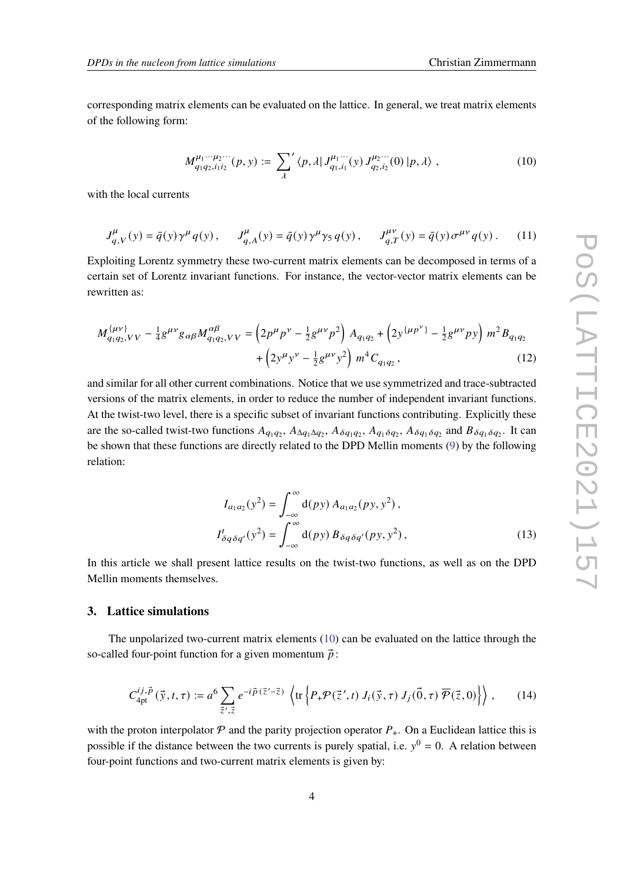corresponding matrix elements can be evaluated on the lattice. In general, we treat matrix elements of the following form:

$$M^{\mu_1\cdots\mu_2\cdots}_{q_1 q_2, i_1 i_2}(p,y) := \sum_{\lambda}{}' \langle p,\lambda|\, J^{\mu_1\cdots}_{q_1,i_1}(y)\, J^{\mu_2\cdots}_{q_2,i_2}(0)\,|p,\lambda\rangle\,, \tag{10}$$

with the local currents

$$J^{\mu}_{q,V}(y) = \bar{q}(y)\gamma^{\mu} q(y)\,, \qquad J^{\mu}_{q,A}(y) = \bar{q}(y)\gamma^{\mu}\gamma_5\, q(y)\,, \qquad J^{\mu\nu}_{q,T}(y) = \bar{q}(y)\sigma^{\mu\nu} q(y)\,. \tag{11}$$

Exploiting Lorentz symmetry these two-current matrix elements can be decomposed in terms of a certain set of Lorentz invariant functions. For instance, the vector-vector matrix elements can be rewritten as:

$$\begin{aligned} M^{\{\mu\nu\}}_{q_1 q_2, VV} - \tfrac{1}{4} g^{\mu\nu} g_{\alpha\beta} M^{\alpha\beta}_{q_1 q_2, VV} = \left(2p^{\mu}p^{\nu} - \tfrac{1}{2}g^{\mu\nu}p^2\right) A_{q_1 q_2} + \left(2y^{\{\mu}p^{\nu\}} - \tfrac{1}{2}g^{\mu\nu}py\right) m^2 B_{q_1 q_2} \\ + \left(2y^{\mu}y^{\nu} - \tfrac{1}{2}g^{\mu\nu}y^2\right) m^4 C_{q_1 q_2}\,, \end{aligned} \tag{12}$$

and similar for all other current combinations. Notice that we use symmetrized and trace-subtracted versions of the matrix elements, in order to reduce the number of independent invariant functions. At the twist-two level, there is a specific subset of invariant functions contributing. Explicitly these are the so-called twist-two functions $A_{q_1 q_2}$, $A_{\Delta q_1 \Delta q_2}$, $A_{\delta q_1 q_2}$, $A_{q_1 \delta q_2}$, $A_{\delta q_1 \delta q_2}$ and $B_{\delta q_1 \delta q_2}$. It can be shown that these functions are directly related to the DPD Mellin moments (9) by the following relation:

$$\begin{aligned} I_{a_1 a_2}(y^2) &= \int_{-\infty}^{\infty} \mathrm{d}(py)\, A_{a_1 a_2}(py, y^2)\,, \\ I^{t}_{\delta q\, \delta q'}(y^2) &= \int_{-\infty}^{\infty} \mathrm{d}(py)\, B_{\delta q\, \delta q'}(py, y^2)\,, \end{aligned} \tag{13}$$

In this article we shall present lattice results on the twist-two functions, as well as on the DPD Mellin moments themselves.

## 3. Lattice simulations

The unpolarized two-current matrix elements (10) can be evaluated on the lattice through the so-called four-point function for a given momentum $\vec{p}$:

$$C^{ij,\vec{p}}_{\mathrm{4pt}}(\vec{y},t,\tau) := a^6 \sum_{\vec{z}\,',\vec{z}} e^{-i\vec{p}\,(\vec{z}\,'-\vec{z})} \left\langle \mathrm{tr}\left\{ P_{+}\mathcal{P}(\vec{z}\,',t)\, J_i(\vec{y},\tau)\, J_j(\vec{0},\tau)\, \overline{\mathcal{P}}(\vec{z},0) \right\} \right\rangle\,, \tag{14}$$

with the proton interpolator $\mathcal{P}$ and the parity projection operator $P_{+}$. On a Euclidean lattice this is possible if the distance between the two currents is purely spatial, i.e. $y^0 = 0$. A relation between four-point functions and two-current matrix elements is given by: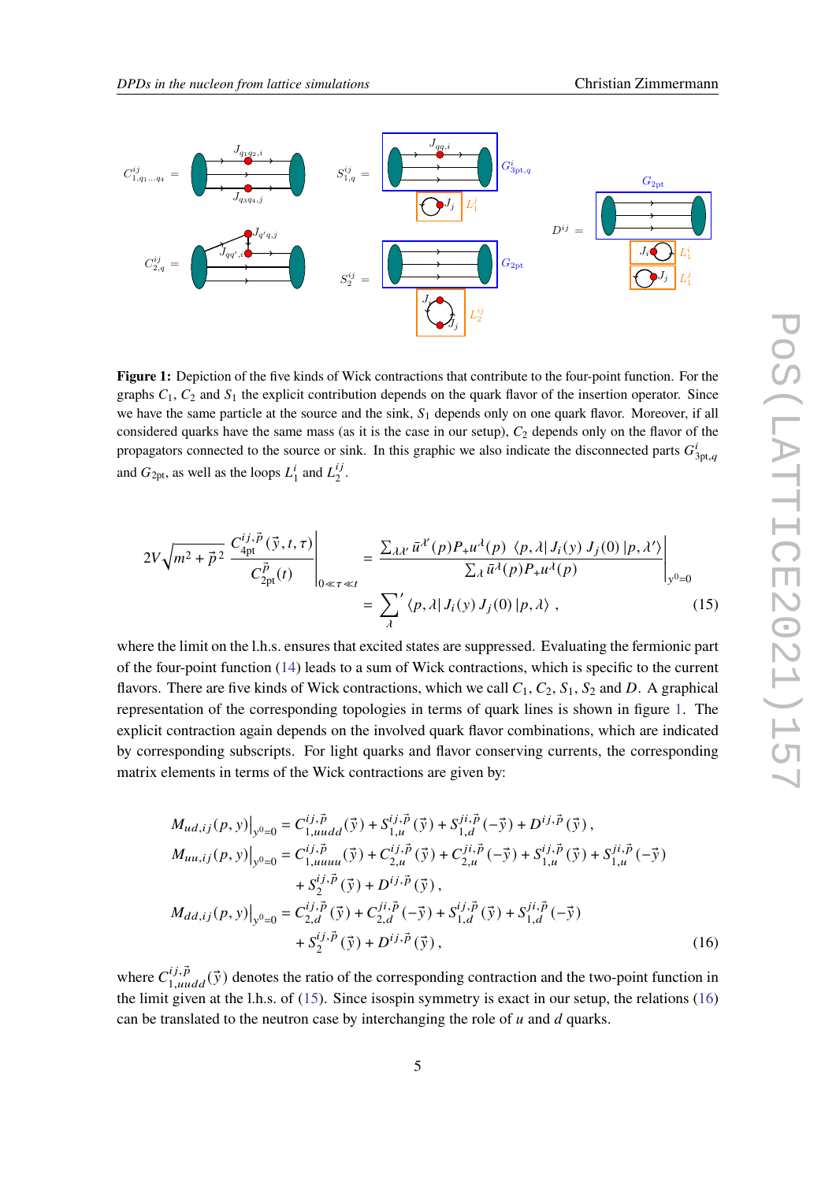**Figure 1:** Depiction of the five kinds of Wick contractions that contribute to the four-point function. For the graphs $C_1$, $C_2$ and $S_1$ the explicit contribution depends on the quark flavor of the insertion operator. Since we have the same particle at the source and the sink, $S_1$ depends only on one quark flavor. Moreover, if all considered quarks have the same mass (as it is the case in our setup), $C_2$ depends only on the flavor of the propagators connected to the source or sink. In this graphic we also indicate the disconnected parts $G^i_{3\mathrm{pt},q}$ and $G_{2\mathrm{pt}}$, as well as the loops $L_1^i$ and $L_2^{ij}$.

$$
2V\sqrt{m^2+\vec{p}^{\,2}}\,\frac{C^{ij,\vec{p}}_{4\mathrm{pt}}(\vec{y},t,\tau)}{C^{\vec{p}}_{2\mathrm{pt}}(t)}\Bigg|_{0\ll\tau\ll t} = \frac{\sum_{\lambda\lambda'}\bar{u}^{\lambda'}(p)P_+u^{\lambda}(p)\ \langle p,\lambda|\,J_i(y)\,J_j(0)\,|p,\lambda'\rangle}{\sum_\lambda \bar{u}^{\lambda}(p)P_+u^{\lambda}(p)}\Bigg|_{y^0=0}
$$
$$
= {\sum_\lambda}'\ \langle p,\lambda|\,J_i(y)\,J_j(0)\,|p,\lambda\rangle\ , \tag{15}
$$

where the limit on the l.h.s. ensures that excited states are suppressed. Evaluating the fermionic part of the four-point function (14) leads to a sum of Wick contractions, which is specific to the current flavors. There are five kinds of Wick contractions, which we call $C_1$, $C_2$, $S_1$, $S_2$ and $D$. A graphical representation of the corresponding topologies in terms of quark lines is shown in figure 1. The explicit contraction again depends on the involved quark flavor combinations, which are indicated by corresponding subscripts. For light quarks and flavor conserving currents, the corresponding matrix elements in terms of the Wick contractions are given by:

$$
\begin{aligned}
M_{ud,ij}(p,y)\big|_{y^0=0} &= C^{ij,\vec{p}}_{1,uudd}(\vec{y}) + S^{ij,\vec{p}}_{1,u}(\vec{y}) + S^{ji,\vec{p}}_{1,d}(-\vec{y}) + D^{ij,\vec{p}}(\vec{y})\,,\\
M_{uu,ij}(p,y)\big|_{y^0=0} &= C^{ij,\vec{p}}_{1,uuuu}(\vec{y}) + C^{ij,\vec{p}}_{2,u}(\vec{y}) + C^{ji,\vec{p}}_{2,u}(-\vec{y}) + S^{ij,\vec{p}}_{1,u}(\vec{y}) + S^{ji,\vec{p}}_{1,u}(-\vec{y})\\
&\quad + S^{ij,\vec{p}}_{2}(\vec{y}) + D^{ij,\vec{p}}(\vec{y})\,,\\
M_{dd,ij}(p,y)\big|_{y^0=0} &= C^{ij,\vec{p}}_{2,d}(\vec{y}) + C^{ji,\vec{p}}_{2,d}(-\vec{y}) + S^{ij,\vec{p}}_{1,d}(\vec{y}) + S^{ji,\vec{p}}_{1,d}(-\vec{y})\\
&\quad + S^{ij,\vec{p}}_{2}(\vec{y}) + D^{ij,\vec{p}}(\vec{y})\,,
\end{aligned}
\tag{16}
$$

where $C^{ij,\vec{p}}_{1,uudd}(\vec{y})$ denotes the ratio of the corresponding contraction and the two-point function in the limit given at the l.h.s. of (15). Since isospin symmetry is exact in our setup, the relations (16) can be translated to the neutron case by interchanging the role of $u$ and $d$ quarks.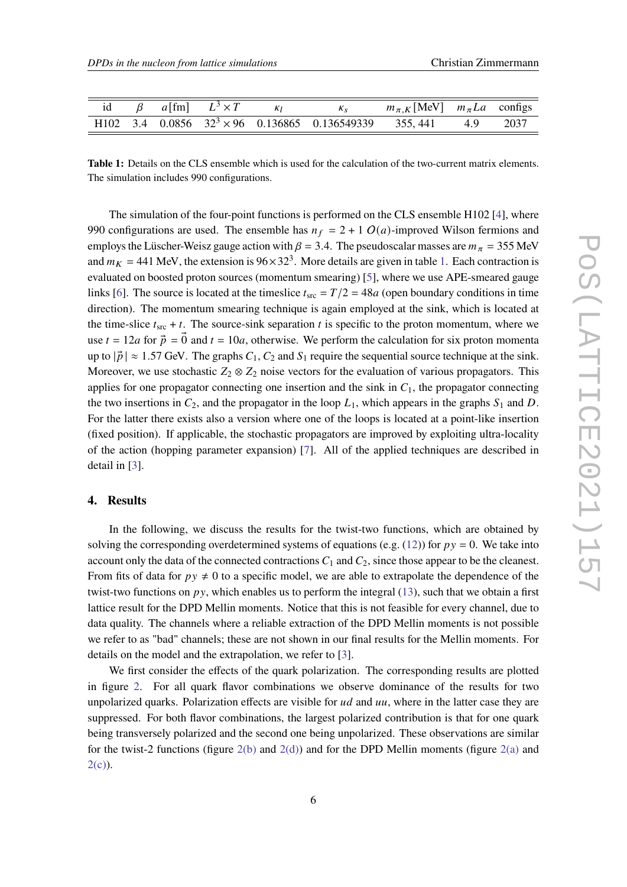| id | $\beta$ | $a$[fm] | $L^3 \times T$ | $\kappa_l$ | $\kappa_s$ | $m_{\pi,K}$ [MeV] | $m_\pi La$ | configs |
|---|---|---|---|---|---|---|---|---|
| H102 | 3.4 | 0.0856 | $32^3 \times 96$ | 0.136865 | 0.136549339 | 355, 441 | 4.9 | 2037 |

**Table 1:** Details on the CLS ensemble which is used for the calculation of the two-current matrix elements. The simulation includes 990 configurations.

The simulation of the four-point functions is performed on the CLS ensemble H102 [4], where 990 configurations are used. The ensemble has $n_f = 2 + 1$ $O(a)$-improved Wilson fermions and employs the Lüscher-Weisz gauge action with $\beta = 3.4$. The pseudoscalar masses are $m_\pi = 355$ MeV and $m_K = 441$ MeV, the extension is $96 \times 32^3$. More details are given in table 1. Each contraction is evaluated on boosted proton sources (momentum smearing) [5], where we use APE-smeared gauge links [6]. The source is located at the timeslice $t_{\text{src}} = T/2 = 48a$ (open boundary conditions in time direction). The momentum smearing technique is again employed at the sink, which is located at the time-slice $t_{\text{src}} + t$. The source-sink separation $t$ is specific to the proton momentum, where we use $t = 12a$ for $\vec{p} = \vec{0}$ and $t = 10a$, otherwise. We perform the calculation for six proton momenta up to $|\vec{p}\,| \approx 1.57$ GeV. The graphs $C_1$, $C_2$ and $S_1$ require the sequential source technique at the sink. Moreover, we use stochastic $Z_2 \otimes Z_2$ noise vectors for the evaluation of various propagators. This applies for one propagator connecting one insertion and the sink in $C_1$, the propagator connecting the two insertions in $C_2$, and the propagator in the loop $L_1$, which appears in the graphs $S_1$ and $D$. For the latter there exists also a version where one of the loops is located at a point-like insertion (fixed position). If applicable, the stochastic propagators are improved by exploiting ultra-locality of the action (hopping parameter expansion) [7]. All of the applied techniques are described in detail in [3].

## 4. Results

In the following, we discuss the results for the twist-two functions, which are obtained by solving the corresponding overdetermined systems of equations (e.g. (12)) for $py = 0$. We take into account only the data of the connected contractions $C_1$ and $C_2$, since those appear to be the cleanest. From fits of data for $py \neq 0$ to a specific model, we are able to extrapolate the dependence of the twist-two functions on $py$, which enables us to perform the integral (13), such that we obtain a first lattice result for the DPD Mellin moments. Notice that this is not feasible for every channel, due to data quality. The channels where a reliable extraction of the DPD Mellin moments is not possible we refer to as "bad" channels; these are not shown in our final results for the Mellin moments. For details on the model and the extrapolation, we refer to [3].

We first consider the effects of the quark polarization. The corresponding results are plotted in figure 2. For all quark flavor combinations we observe dominance of the results for two unpolarized quarks. Polarization effects are visible for $ud$ and $uu$, where in the latter case they are suppressed. For both flavor combinations, the largest polarized contribution is that for one quark being transversely polarized and the second one being unpolarized. These observations are similar for the twist-2 functions (figure 2(b) and 2(d)) and for the DPD Mellin moments (figure 2(a) and 2(c)).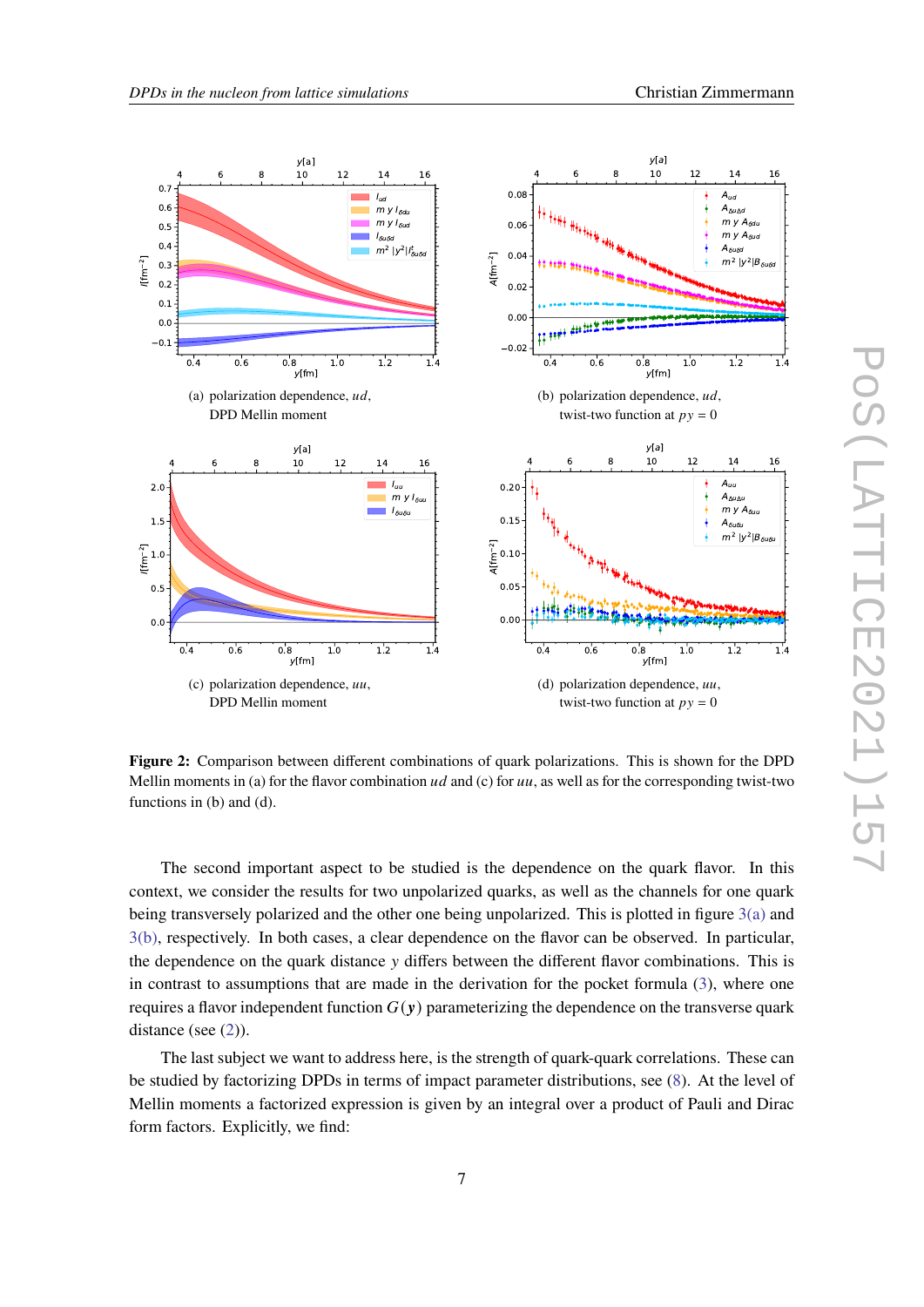(a) polarization dependence, $ud$, DPD Mellin moment

(b) polarization dependence, $ud$, twist-two function at $py = 0$

(c) polarization dependence, $uu$, DPD Mellin moment

(d) polarization dependence, $uu$, twist-two function at $py = 0$

**Figure 2:** Comparison between different combinations of quark polarizations. This is shown for the DPD Mellin moments in (a) for the flavor combination $ud$ and (c) for $uu$, as well as for the corresponding twist-two functions in (b) and (d).

The second important aspect to be studied is the dependence on the quark flavor. In this context, we consider the results for two unpolarized quarks, as well as the channels for one quark being transversely polarized and the other one being unpolarized. This is plotted in figure 3(a) and 3(b), respectively. In both cases, a clear dependence on the flavor can be observed. In particular, the dependence on the quark distance $y$ differs between the different flavor combinations. This is in contrast to assumptions that are made in the derivation for the pocket formula (3), where one requires a flavor independent function $G(\boldsymbol{y})$ parameterizing the dependence on the transverse quark distance (see (2)).

The last subject we want to address here, is the strength of quark-quark correlations. These can be studied by factorizing DPDs in terms of impact parameter distributions, see (8). At the level of Mellin moments a factorized expression is given by an integral over a product of Pauli and Dirac form factors. Explicitly, we find: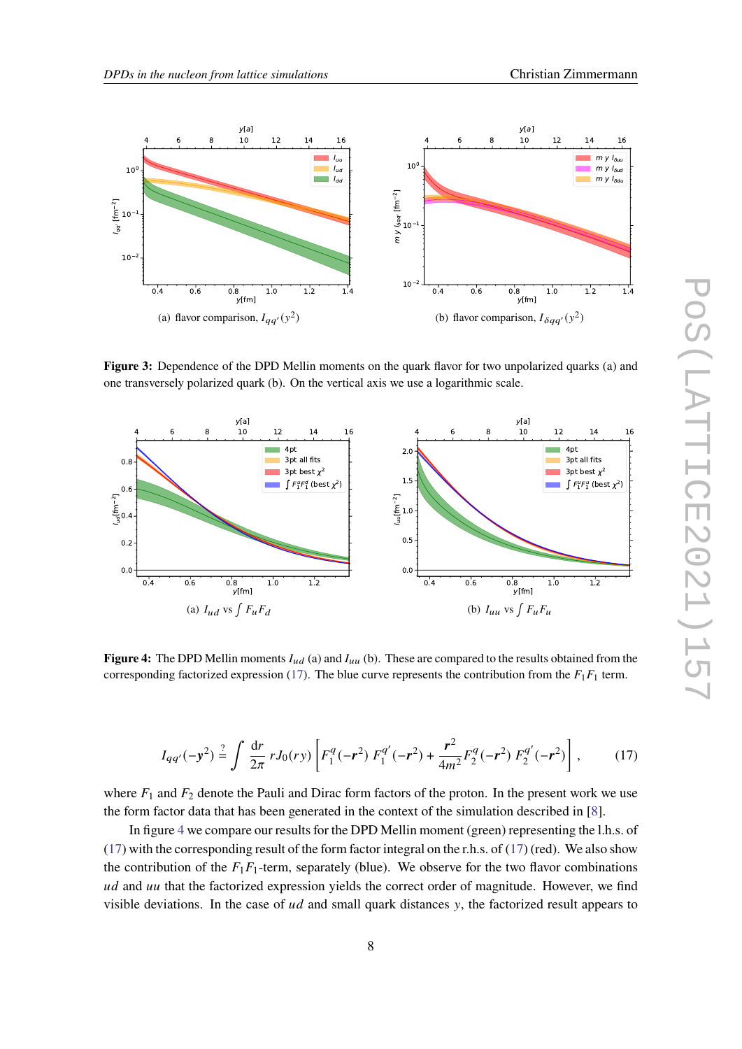(a) flavor comparison, $I_{qq'}(y^2)$

(b) flavor comparison, $I_{\delta qq'}(y^2)$

**Figure 3:** Dependence of the DPD Mellin moments on the quark flavor for two unpolarized quarks (a) and one transversely polarized quark (b). On the vertical axis we use a logarithmic scale.

(a) $I_{ud}$ vs $\int F_u F_d$

(b) $I_{uu}$ vs $\int F_u F_u$

**Figure 4:** The DPD Mellin moments $I_{ud}$ (a) and $I_{uu}$ (b). These are compared to the results obtained from the corresponding factorized expression (17). The blue curve represents the contribution from the $F_1 F_1$ term.

$$I_{qq'}(-\boldsymbol{y}^2) \stackrel{?}{=} \int \frac{\mathrm{d}r}{2\pi}\, r J_0(ry) \left[ F_1^q(-\boldsymbol{r}^2)\, F_1^{q'}(-\boldsymbol{r}^2) + \frac{\boldsymbol{r}^2}{4m^2} F_2^q(-\boldsymbol{r}^2)\, F_2^{q'}(-\boldsymbol{r}^2) \right], \tag{17}$$

where $F_1$ and $F_2$ denote the Pauli and Dirac form factors of the proton. In the present work we use the form factor data that has been generated in the context of the simulation described in [8].

In figure 4 we compare our results for the DPD Mellin moment (green) representing the l.h.s. of (17) with the corresponding result of the form factor integral on the r.h.s. of (17) (red). We also show the contribution of the $F_1 F_1$-term, separately (blue). We observe for the two flavor combinations $ud$ and $uu$ that the factorized expression yields the correct order of magnitude. However, we find visible deviations. In the case of $ud$ and small quark distances $y$, the factorized result appears to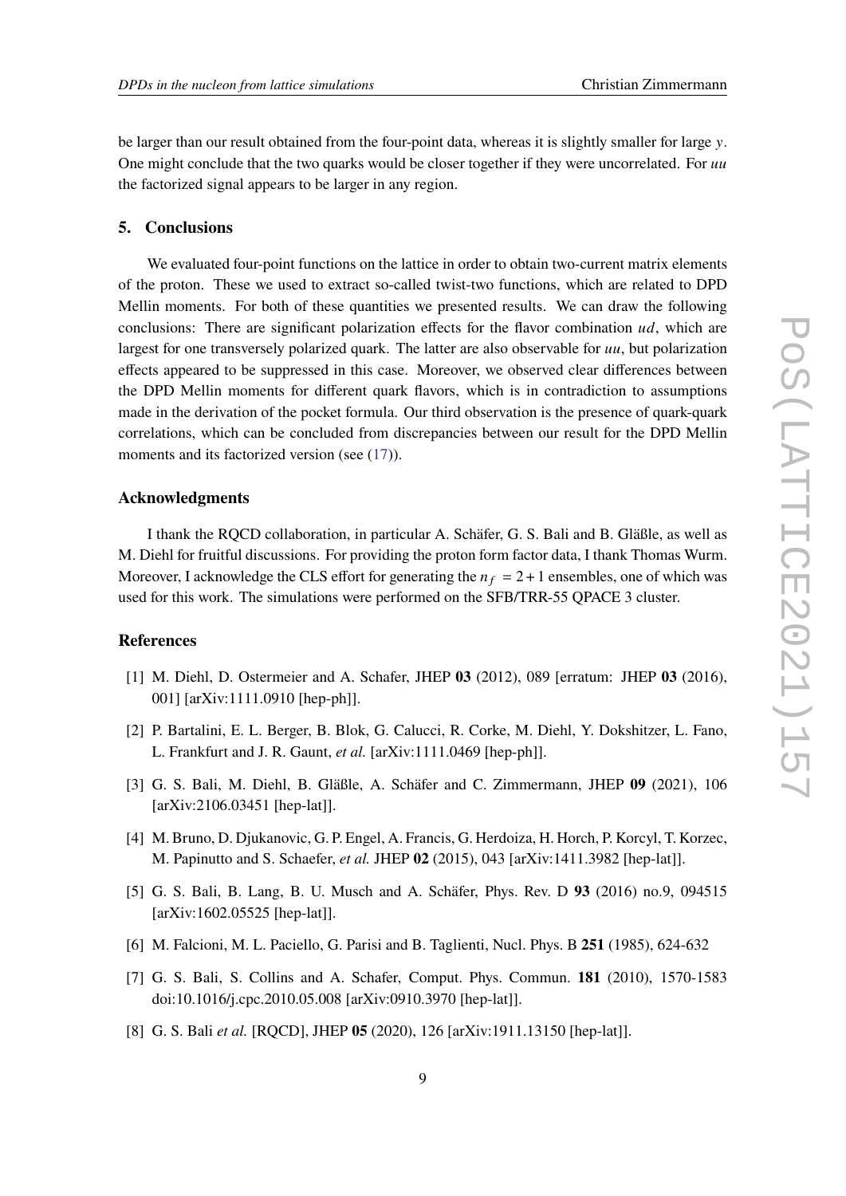be larger than our result obtained from the four-point data, whereas it is slightly smaller for large $y$. One might conclude that the two quarks would be closer together if they were uncorrelated. For *uu* the factorized signal appears to be larger in any region.

## 5. Conclusions

We evaluated four-point functions on the lattice in order to obtain two-current matrix elements of the proton. These we used to extract so-called twist-two functions, which are related to DPD Mellin moments. For both of these quantities we presented results. We can draw the following conclusions: There are significant polarization effects for the flavor combination *ud*, which are largest for one transversely polarized quark. The latter are also observable for *uu*, but polarization effects appeared to be suppressed in this case. Moreover, we observed clear differences between the DPD Mellin moments for different quark flavors, which is in contradiction to assumptions made in the derivation of the pocket formula. Our third observation is the presence of quark-quark correlations, which can be concluded from discrepancies between our result for the DPD Mellin moments and its factorized version (see (17)).

### Acknowledgments

I thank the RQCD collaboration, in particular A. Schäfer, G. S. Bali and B. Gläßle, as well as M. Diehl for fruitful discussions. For providing the proton form factor data, I thank Thomas Wurm. Moreover, I acknowledge the CLS effort for generating the $n_f = 2 + 1$ ensembles, one of which was used for this work. The simulations were performed on the SFB/TRR-55 QPACE 3 cluster.

### References

[1] M. Diehl, D. Ostermeier and A. Schafer, JHEP **03** (2012), 089 [erratum: JHEP **03** (2016), 001] [arXiv:1111.0910 [hep-ph]].

[2] P. Bartalini, E. L. Berger, B. Blok, G. Calucci, R. Corke, M. Diehl, Y. Dokshitzer, L. Fano, L. Frankfurt and J. R. Gaunt, *et al.* [arXiv:1111.0469 [hep-ph]].

[3] G. S. Bali, M. Diehl, B. Gläßle, A. Schäfer and C. Zimmermann, JHEP **09** (2021), 106 [arXiv:2106.03451 [hep-lat]].

[4] M. Bruno, D. Djukanovic, G. P. Engel, A. Francis, G. Herdoiza, H. Horch, P. Korcyl, T. Korzec, M. Papinutto and S. Schaefer, *et al.* JHEP **02** (2015), 043 [arXiv:1411.3982 [hep-lat]].

[5] G. S. Bali, B. Lang, B. U. Musch and A. Schäfer, Phys. Rev. D **93** (2016) no.9, 094515 [arXiv:1602.05525 [hep-lat]].

[6] M. Falcioni, M. L. Paciello, G. Parisi and B. Taglienti, Nucl. Phys. B **251** (1985), 624-632

[7] G. S. Bali, S. Collins and A. Schafer, Comput. Phys. Commun. **181** (2010), 1570-1583 doi:10.1016/j.cpc.2010.05.008 [arXiv:0910.3970 [hep-lat]].

[8] G. S. Bali *et al.* [RQCD], JHEP **05** (2020), 126 [arXiv:1911.13150 [hep-lat]].